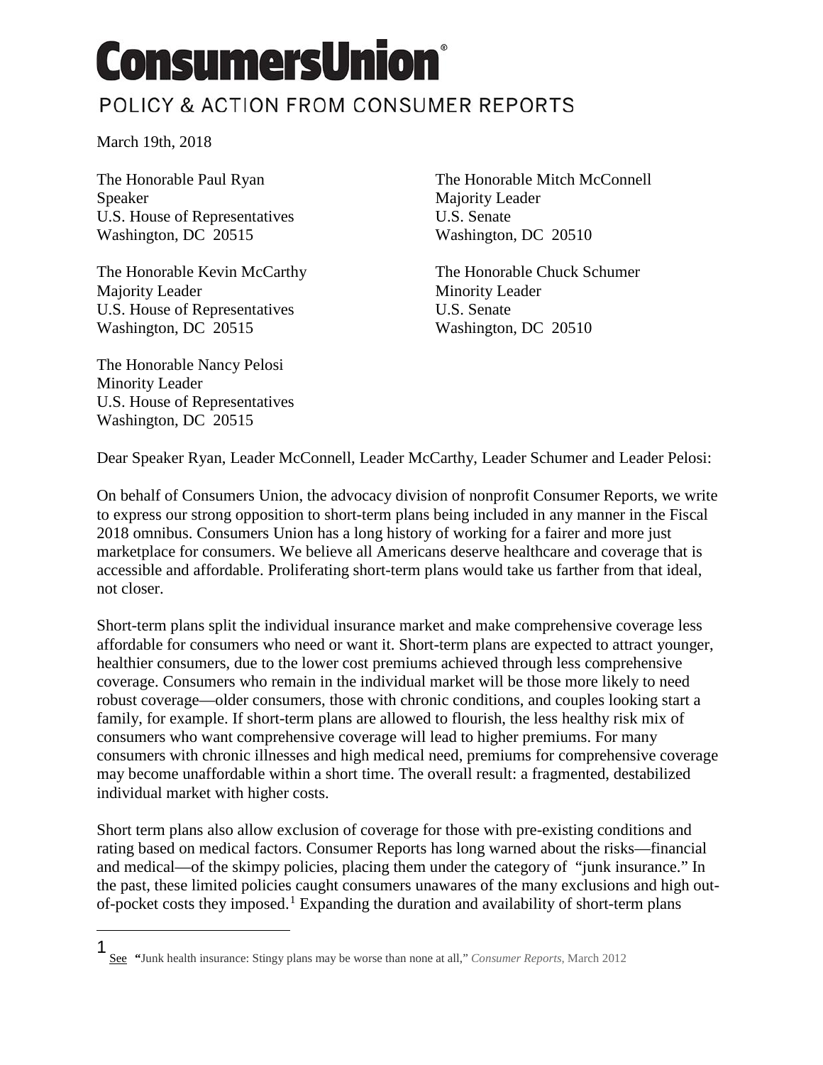# ConsumersUnion®

POLICY & ACTION FROM CONSUMER REPORTS

March 19th, 2018

The Honorable Paul Ryan
Speaker
U.S. House of Representatives
Washington, DC 20515

The Honorable Mitch McConnell
Majority Leader
U.S. Senate
Washington, DC 20510

The Honorable Kevin McCarthy
Majority Leader
U.S. House of Representatives
Washington, DC 20515

The Honorable Chuck Schumer
Minority Leader
U.S. Senate
Washington, DC 20510

The Honorable Nancy Pelosi
Minority Leader
U.S. House of Representatives
Washington, DC 20515

Dear Speaker Ryan, Leader McConnell, Leader McCarthy, Leader Schumer and Leader Pelosi:

On behalf of Consumers Union, the advocacy division of nonprofit Consumer Reports, we write to express our strong opposition to short-term plans being included in any manner in the Fiscal 2018 omnibus. Consumers Union has a long history of working for a fairer and more just marketplace for consumers. We believe all Americans deserve healthcare and coverage that is accessible and affordable. Proliferating short-term plans would take us farther from that ideal, not closer.

Short-term plans split the individual insurance market and make comprehensive coverage less affordable for consumers who need or want it. Short-term plans are expected to attract younger, healthier consumers, due to the lower cost premiums achieved through less comprehensive coverage. Consumers who remain in the individual market will be those more likely to need robust coverage—older consumers, those with chronic conditions, and couples looking start a family, for example. If short-term plans are allowed to flourish, the less healthy risk mix of consumers who want comprehensive coverage will lead to higher premiums. For many consumers with chronic illnesses and high medical need, premiums for comprehensive coverage may become unaffordable within a short time. The overall result: a fragmented, destabilized individual market with higher costs.

Short term plans also allow exclusion of coverage for those with pre-existing conditions and rating based on medical factors. Consumer Reports has long warned about the risks—financial and medical—of the skimpy policies, placing them under the category of "junk insurance." In the past, these limited policies caught consumers unawares of the many exclusions and high out-of-pocket costs they imposed.[1] Expanding the duration and availability of short-term plans

---

[1] See "Junk health insurance: Stingy plans may be worse than none at all," *Consumer Reports*, March 2012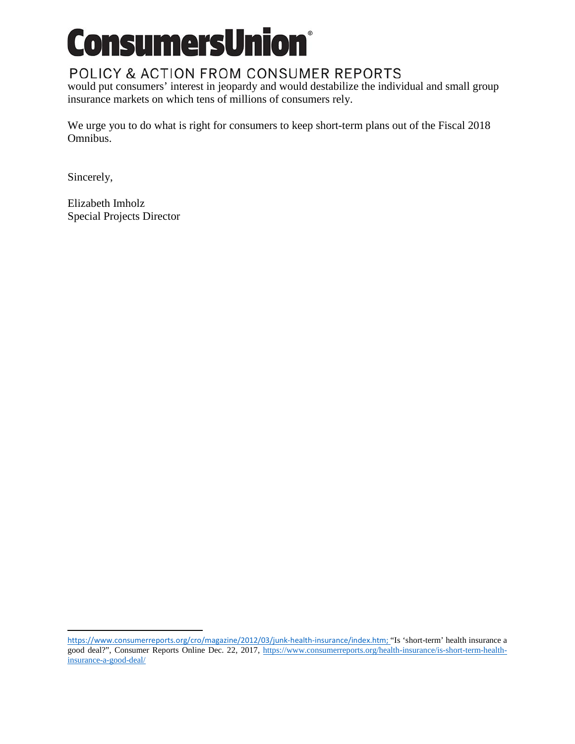would put consumers' interest in jeopardy and would destabilize the individual and small group insurance markets on which tens of millions of consumers rely.

We urge you to do what is right for consumers to keep short-term plans out of the Fiscal 2018 Omnibus.

Sincerely,

Elizabeth Imholz
Special Projects Director

---

https://www.consumerreports.org/cro/magazine/2012/03/junk-health-insurance/index.htm; "Is 'short-term' health insurance a good deal?", Consumer Reports Online Dec. 22, 2017, https://www.consumerreports.org/health-insurance/is-short-term-health-insurance-a-good-deal/